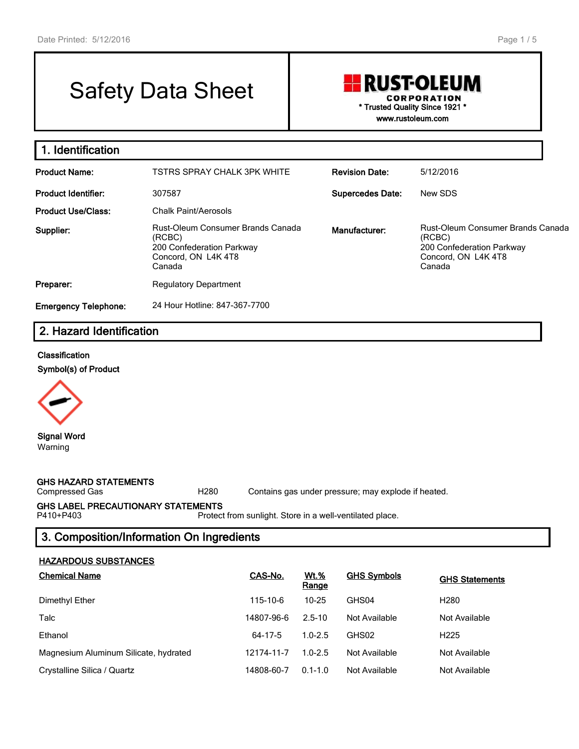# Safety Data Sheet

**RUST-OLEUM CORPORATION**
\* Trusted Quality Since 1921 \*
www.rustoleum.com

## 1. Identification

| | | | |
|---|---|---|---|
| **Product Name:** | TSTRS SPRAY CHALK 3PK WHITE | **Revision Date:** | 5/12/2016 |
| **Product Identifier:** | 307587 | **Supercedes Date:** | New SDS |
| **Product Use/Class:** | Chalk Paint/Aerosols | | |
| **Supplier:** | Rust-Oleum Consumer Brands Canada (RCBC)<br>200 Confederation Parkway<br>Concord, ON L4K 4T8<br>Canada | **Manufacturer:** | Rust-Oleum Consumer Brands Canada (RCBC)<br>200 Confederation Parkway<br>Concord, ON L4K 4T8<br>Canada |
| **Preparer:** | Regulatory Department | | |
| **Emergency Telephone:** | 24 Hour Hotline: 847-367-7700 | | |

## 2. Hazard Identification

**Classification**

**Symbol(s) of Product**

**Signal Word**
Warning

**GHS HAZARD STATEMENTS**

| | | |
|---|---|---|
| Compressed Gas | H280 | Contains gas under pressure; may explode if heated. |

**GHS LABEL PRECAUTIONARY STATEMENTS**

| | |
|---|---|
| P410+P403 | Protect from sunlight. Store in a well-ventilated place. |

## 3. Composition/Information On Ingredients

**HAZARDOUS SUBSTANCES**

| Chemical Name | CAS-No. | Wt.% Range | GHS Symbols | GHS Statements |
|---|---|---|---|---|
| Dimethyl Ether | 115-10-6 | 10-25 | GHS04 | H280 |
| Talc | 14807-96-6 | 2.5-10 | Not Available | Not Available |
| Ethanol | 64-17-5 | 1.0-2.5 | GHS02 | H225 |
| Magnesium Aluminum Silicate, hydrated | 12174-11-7 | 1.0-2.5 | Not Available | Not Available |
| Crystalline Silica / Quartz | 14808-60-7 | 0.1-1.0 | Not Available | Not Available |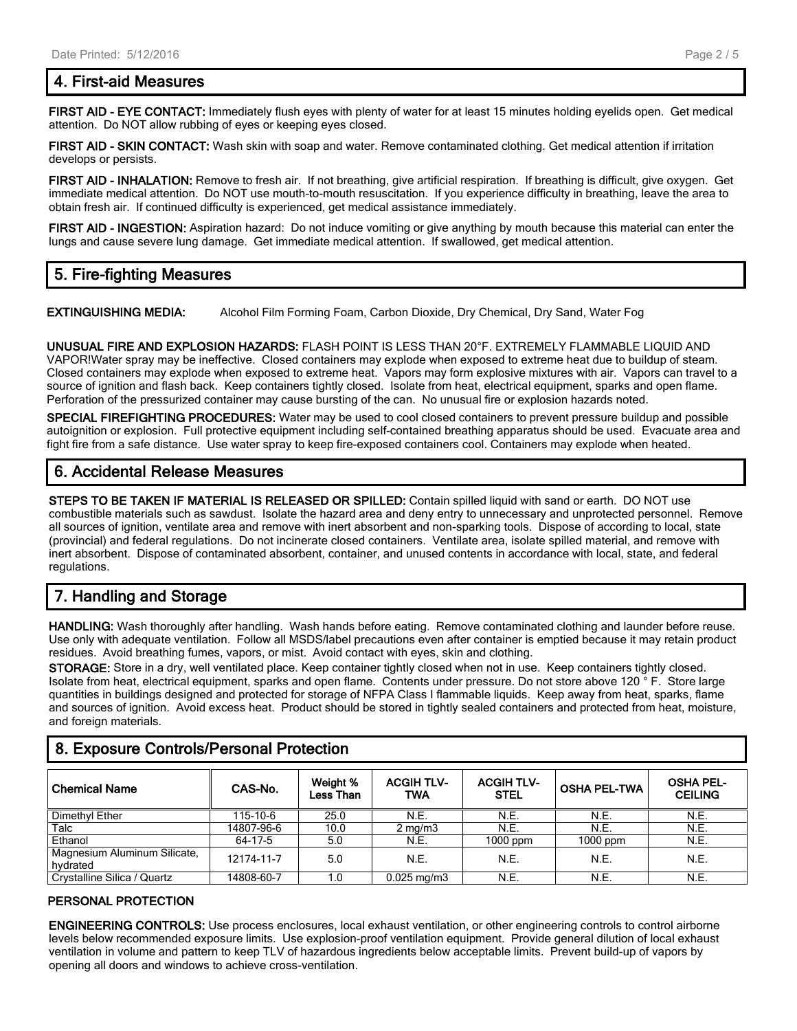## 4. First-aid Measures

**FIRST AID - EYE CONTACT:** Immediately flush eyes with plenty of water for at least 15 minutes holding eyelids open. Get medical attention. Do NOT allow rubbing of eyes or keeping eyes closed.

**FIRST AID - SKIN CONTACT:** Wash skin with soap and water. Remove contaminated clothing. Get medical attention if irritation develops or persists.

**FIRST AID - INHALATION:** Remove to fresh air. If not breathing, give artificial respiration. If breathing is difficult, give oxygen. Get immediate medical attention. Do NOT use mouth-to-mouth resuscitation. If you experience difficulty in breathing, leave the area to obtain fresh air. If continued difficulty is experienced, get medical assistance immediately.

**FIRST AID - INGESTION:** Aspiration hazard: Do not induce vomiting or give anything by mouth because this material can enter the lungs and cause severe lung damage. Get immediate medical attention. If swallowed, get medical attention.

## 5. Fire-fighting Measures

**EXTINGUISHING MEDIA:** Alcohol Film Forming Foam, Carbon Dioxide, Dry Chemical, Dry Sand, Water Fog

**UNUSUAL FIRE AND EXPLOSION HAZARDS:** FLASH POINT IS LESS THAN 20°F. EXTREMELY FLAMMABLE LIQUID AND VAPOR!Water spray may be ineffective. Closed containers may explode when exposed to extreme heat due to buildup of steam. Closed containers may explode when exposed to extreme heat. Vapors may form explosive mixtures with air. Vapors can travel to a source of ignition and flash back. Keep containers tightly closed. Isolate from heat, electrical equipment, sparks and open flame. Perforation of the pressurized container may cause bursting of the can. No unusual fire or explosion hazards noted.

**SPECIAL FIREFIGHTING PROCEDURES:** Water may be used to cool closed containers to prevent pressure buildup and possible autoignition or explosion. Full protective equipment including self-contained breathing apparatus should be used. Evacuate area and fight fire from a safe distance. Use water spray to keep fire-exposed containers cool. Containers may explode when heated.

## 6. Accidental Release Measures

**STEPS TO BE TAKEN IF MATERIAL IS RELEASED OR SPILLED:** Contain spilled liquid with sand or earth. DO NOT use combustible materials such as sawdust. Isolate the hazard area and deny entry to unnecessary and unprotected personnel. Remove all sources of ignition, ventilate area and remove with inert absorbent and non-sparking tools. Dispose of according to local, state (provincial) and federal regulations. Do not incinerate closed containers. Ventilate area, isolate spilled material, and remove with inert absorbent. Dispose of contaminated absorbent, container, and unused contents in accordance with local, state, and federal regulations.

## 7. Handling and Storage

**HANDLING:** Wash thoroughly after handling. Wash hands before eating. Remove contaminated clothing and launder before reuse. Use only with adequate ventilation. Follow all MSDS/label precautions even after container is emptied because it may retain product residues. Avoid breathing fumes, vapors, or mist. Avoid contact with eyes, skin and clothing.

**STORAGE:** Store in a dry, well ventilated place. Keep container tightly closed when not in use. Keep containers tightly closed. Isolate from heat, electrical equipment, sparks and open flame. Contents under pressure. Do not store above 120 ° F. Store large quantities in buildings designed and protected for storage of NFPA Class I flammable liquids. Keep away from heat, sparks, flame and sources of ignition. Avoid excess heat. Product should be stored in tightly sealed containers and protected from heat, moisture, and foreign materials.

## 8. Exposure Controls/Personal Protection

| Chemical Name | CAS-No. | Weight % Less Than | ACGIH TLV-TWA | ACGIH TLV-STEL | OSHA PEL-TWA | OSHA PEL-CEILING |
|---|---|---|---|---|---|---|
| Dimethyl Ether | 115-10-6 | 25.0 | N.E. | N.E. | N.E. | N.E. |
| Talc | 14807-96-6 | 10.0 | 2 mg/m3 | N.E. | N.E. | N.E. |
| Ethanol | 64-17-5 | 5.0 | N.E. | 1000 ppm | 1000 ppm | N.E. |
| Magnesium Aluminum Silicate, hydrated | 12174-11-7 | 5.0 | N.E. | N.E. | N.E. | N.E. |
| Crystalline Silica / Quartz | 14808-60-7 | 1.0 | 0.025 mg/m3 | N.E. | N.E. | N.E. |

### PERSONAL PROTECTION

**ENGINEERING CONTROLS:** Use process enclosures, local exhaust ventilation, or other engineering controls to control airborne levels below recommended exposure limits. Use explosion-proof ventilation equipment. Provide general dilution of local exhaust ventilation in volume and pattern to keep TLV of hazardous ingredients below acceptable limits. Prevent build-up of vapors by opening all doors and windows to achieve cross-ventilation.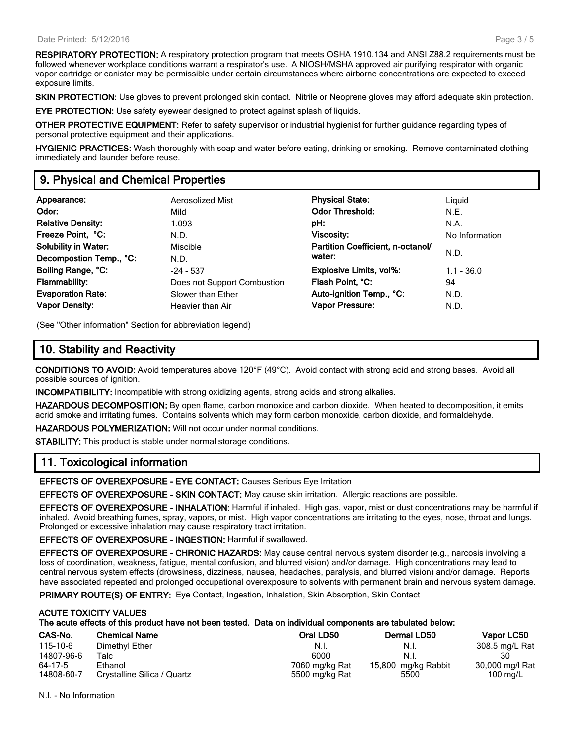**RESPIRATORY PROTECTION:** A respiratory protection program that meets OSHA 1910.134 and ANSI Z88.2 requirements must be followed whenever workplace conditions warrant a respirator's use. A NIOSH/MSHA approved air purifying respirator with organic vapor cartridge or canister may be permissible under certain circumstances where airborne concentrations are expected to exceed exposure limits.

**SKIN PROTECTION:** Use gloves to prevent prolonged skin contact. Nitrile or Neoprene gloves may afford adequate skin protection.

**EYE PROTECTION:** Use safety eyewear designed to protect against splash of liquids.

**OTHER PROTECTIVE EQUIPMENT:** Refer to safety supervisor or industrial hygienist for further guidance regarding types of personal protective equipment and their applications.

**HYGIENIC PRACTICES:** Wash thoroughly with soap and water before eating, drinking or smoking. Remove contaminated clothing immediately and launder before reuse.

## 9. Physical and Chemical Properties

| | | | |
|---|---|---|---|
| **Appearance:** | Aerosolized Mist | **Physical State:** | Liquid |
| **Odor:** | Mild | **Odor Threshold:** | N.E. |
| **Relative Density:** | 1.093 | **pH:** | N.A. |
| **Freeze Point, °C:** | N.D. | **Viscosity:** | No Information |
| **Solubility in Water:** | Miscible | **Partition Coefficient, n-octanol/ water:** | N.D. |
| **Decompostion Temp., °C:** | N.D. | | |
| **Boiling Range, °C:** | -24 - 537 | **Explosive Limits, vol%:** | 1.1 - 36.0 |
| **Flammability:** | Does not Support Combustion | **Flash Point, °C:** | 94 |
| **Evaporation Rate:** | Slower than Ether | **Auto-ignition Temp., °C:** | N.D. |
| **Vapor Density:** | Heavier than Air | **Vapor Pressure:** | N.D. |

(See "Other information" Section for abbreviation legend)

## 10. Stability and Reactivity

**CONDITIONS TO AVOID:** Avoid temperatures above 120°F (49°C). Avoid contact with strong acid and strong bases. Avoid all possible sources of ignition.

**INCOMPATIBILITY:** Incompatible with strong oxidizing agents, strong acids and strong alkalies.

**HAZARDOUS DECOMPOSITION:** By open flame, carbon monoxide and carbon dioxide. When heated to decomposition, it emits acrid smoke and irritating fumes. Contains solvents which may form carbon monoxide, carbon dioxide, and formaldehyde.

**HAZARDOUS POLYMERIZATION:** Will not occur under normal conditions.

**STABILITY:** This product is stable under normal storage conditions.

## 11. Toxicological information

**EFFECTS OF OVEREXPOSURE - EYE CONTACT:** Causes Serious Eye Irritation

**EFFECTS OF OVEREXPOSURE - SKIN CONTACT:** May cause skin irritation. Allergic reactions are possible.

**EFFECTS OF OVEREXPOSURE - INHALATION:** Harmful if inhaled. High gas, vapor, mist or dust concentrations may be harmful if inhaled. Avoid breathing fumes, spray, vapors, or mist. High vapor concentrations are irritating to the eyes, nose, throat and lungs. Prolonged or excessive inhalation may cause respiratory tract irritation.

**EFFECTS OF OVEREXPOSURE - INGESTION:** Harmful if swallowed.

**EFFECTS OF OVEREXPOSURE - CHRONIC HAZARDS:** May cause central nervous system disorder (e.g., narcosis involving a loss of coordination, weakness, fatigue, mental confusion, and blurred vision) and/or damage. High concentrations may lead to central nervous system effects (drowsiness, dizziness, nausea, headaches, paralysis, and blurred vision) and/or damage. Reports have associated repeated and prolonged occupational overexposure to solvents with permanent brain and nervous system damage.

**PRIMARY ROUTE(S) OF ENTRY:** Eye Contact, Ingestion, Inhalation, Skin Absorption, Skin Contact

**ACUTE TOXICITY VALUES**
**The acute effects of this product have not been tested. Data on individual components are tabulated below:**

| CAS-No. | Chemical Name | Oral LD50 | Dermal LD50 | Vapor LC50 |
|---|---|---|---|---|
| 115-10-6 | Dimethyl Ether | N.I. | N.I. | 308.5 mg/L Rat |
| 14807-96-6 | Talc | 6000 | N.I. | 30 |
| 64-17-5 | Ethanol | 7060 mg/kg Rat | 15,800 mg/kg Rabbit | 30,000 mg/l Rat |
| 14808-60-7 | Crystalline Silica / Quartz | 5500 mg/kg Rat | 5500 | 100 mg/L |

N.I. - No Information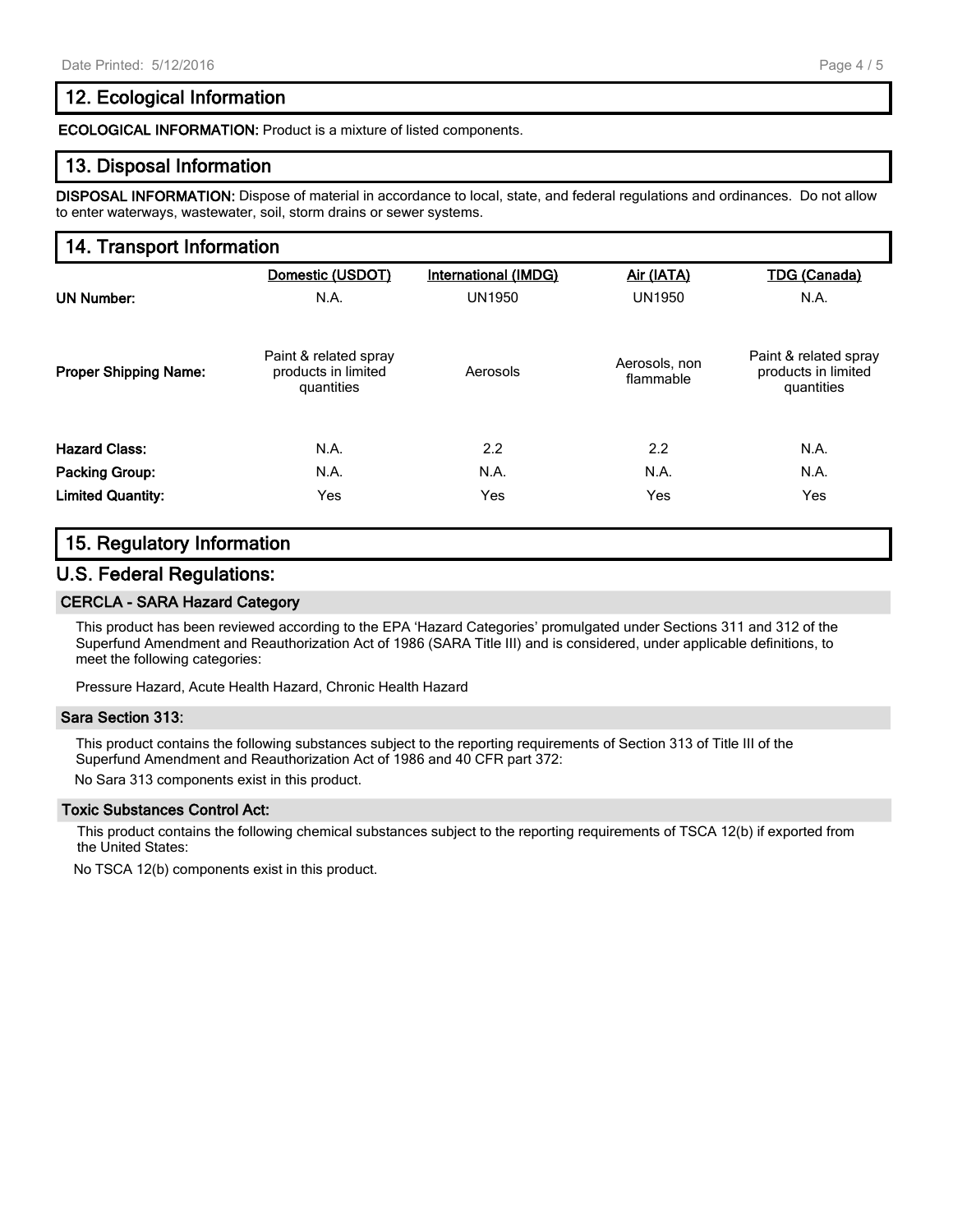## 12. Ecological Information

**ECOLOGICAL INFORMATION:** Product is a mixture of listed components.

## 13. Disposal Information

**DISPOSAL INFORMATION:** Dispose of material in accordance to local, state, and federal regulations and ordinances. Do not allow to enter waterways, wastewater, soil, storm drains or sewer systems.

## 14. Transport Information

| | Domestic (USDOT) | International (IMDG) | Air (IATA) | TDG (Canada) |
|---|---|---|---|---|
| **UN Number:** | N.A. | UN1950 | UN1950 | N.A. |
| **Proper Shipping Name:** | Paint & related spray products in limited quantities | Aerosols | Aerosols, non flammable | Paint & related spray products in limited quantities |
| **Hazard Class:** | N.A. | 2.2 | 2.2 | N.A. |
| **Packing Group:** | N.A. | N.A. | N.A. | N.A. |
| **Limited Quantity:** | Yes | Yes | Yes | Yes |

## 15. Regulatory Information

## U.S. Federal Regulations:

### CERCLA - SARA Hazard Category

This product has been reviewed according to the EPA 'Hazard Categories' promulgated under Sections 311 and 312 of the Superfund Amendment and Reauthorization Act of 1986 (SARA Title III) and is considered, under applicable definitions, to meet the following categories:

Pressure Hazard, Acute Health Hazard, Chronic Health Hazard

### Sara Section 313:

This product contains the following substances subject to the reporting requirements of Section 313 of Title III of the Superfund Amendment and Reauthorization Act of 1986 and 40 CFR part 372:

No Sara 313 components exist in this product.

### Toxic Substances Control Act:

This product contains the following chemical substances subject to the reporting requirements of TSCA 12(b) if exported from the United States:

No TSCA 12(b) components exist in this product.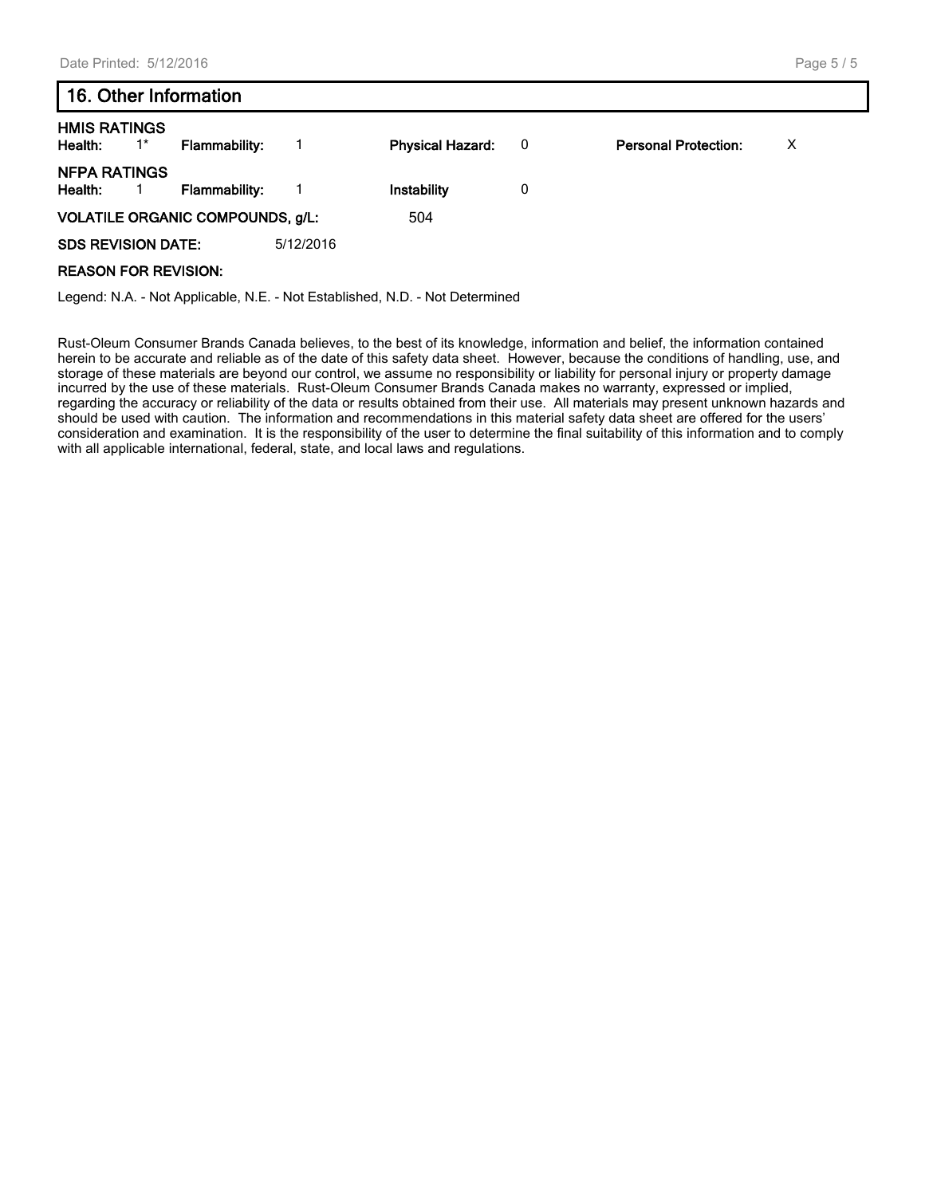## 16. Other Information

**HMIS RATINGS**

| | | | | | | | |
|---|---|---|---|---|---|---|---|
| **Health:** | 1* | **Flammability:** | 1 | **Physical Hazard:** | 0 | **Personal Protection:** | X |

**NFPA RATINGS**

| | | | | | |
|---|---|---|---|---|---|
| **Health:** | 1 | **Flammability:** | 1 | **Instability** | 0 |

**VOLATILE ORGANIC COMPOUNDS, g/L:** 504

**SDS REVISION DATE:** 5/12/2016

**REASON FOR REVISION:**

Legend: N.A. - Not Applicable, N.E. - Not Established, N.D. - Not Determined

Rust-Oleum Consumer Brands Canada believes, to the best of its knowledge, information and belief, the information contained herein to be accurate and reliable as of the date of this safety data sheet. However, because the conditions of handling, use, and storage of these materials are beyond our control, we assume no responsibility or liability for personal injury or property damage incurred by the use of these materials. Rust-Oleum Consumer Brands Canada makes no warranty, expressed or implied, regarding the accuracy or reliability of the data or results obtained from their use. All materials may present unknown hazards and should be used with caution. The information and recommendations in this material safety data sheet are offered for the users' consideration and examination. It is the responsibility of the user to determine the final suitability of this information and to comply with all applicable international, federal, state, and local laws and regulations.